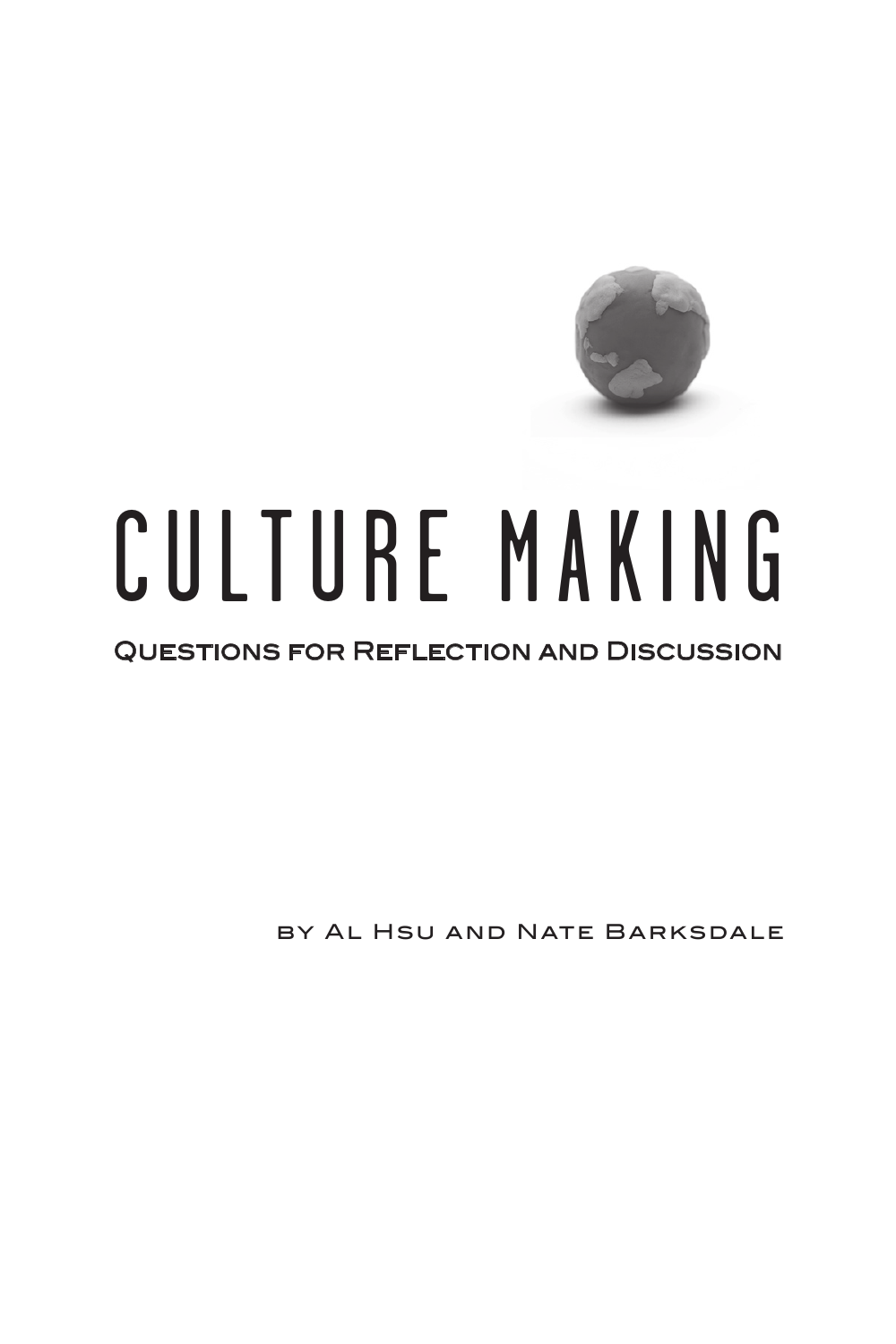# CULTURE MAKING

## Questions for Reflection and Discussion

by Al Hsu and Nate Barksdale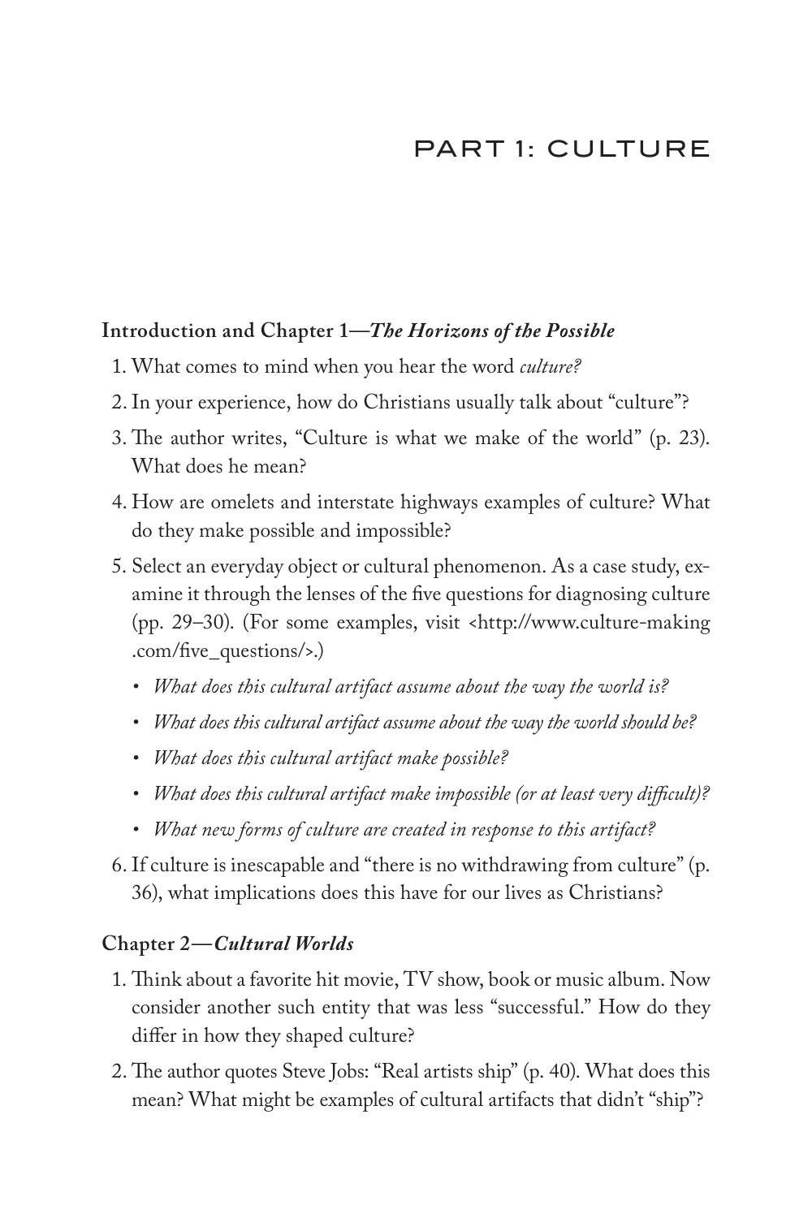# PART 1: CULTURE

## Introduction and Chapter 1—*The Horizons of the Possible*

1. What comes to mind when you hear the word *culture?*
2. In your experience, how do Christians usually talk about "culture"?
3. The author writes, "Culture is what we make of the world" (p. 23). What does he mean?
4. How are omelets and interstate highways examples of culture? What do they make possible and impossible?
5. Select an everyday object or cultural phenomenon. As a case study, examine it through the lenses of the five questions for diagnosing culture (pp. 29–30). (For some examples, visit <http://www.culture-making.com/five_questions/>.)
   - *What does this cultural artifact assume about the way the world is?*
   - *What does this cultural artifact assume about the way the world should be?*
   - *What does this cultural artifact make possible?*
   - *What does this cultural artifact make impossible (or at least very difficult)?*
   - *What new forms of culture are created in response to this artifact?*
6. If culture is inescapable and "there is no withdrawing from culture" (p. 36), what implications does this have for our lives as Christians?

## Chapter 2—*Cultural Worlds*

1. Think about a favorite hit movie, TV show, book or music album. Now consider another such entity that was less "successful." How do they differ in how they shaped culture?
2. The author quotes Steve Jobs: "Real artists ship" (p. 40). What does this mean? What might be examples of cultural artifacts that didn't "ship"?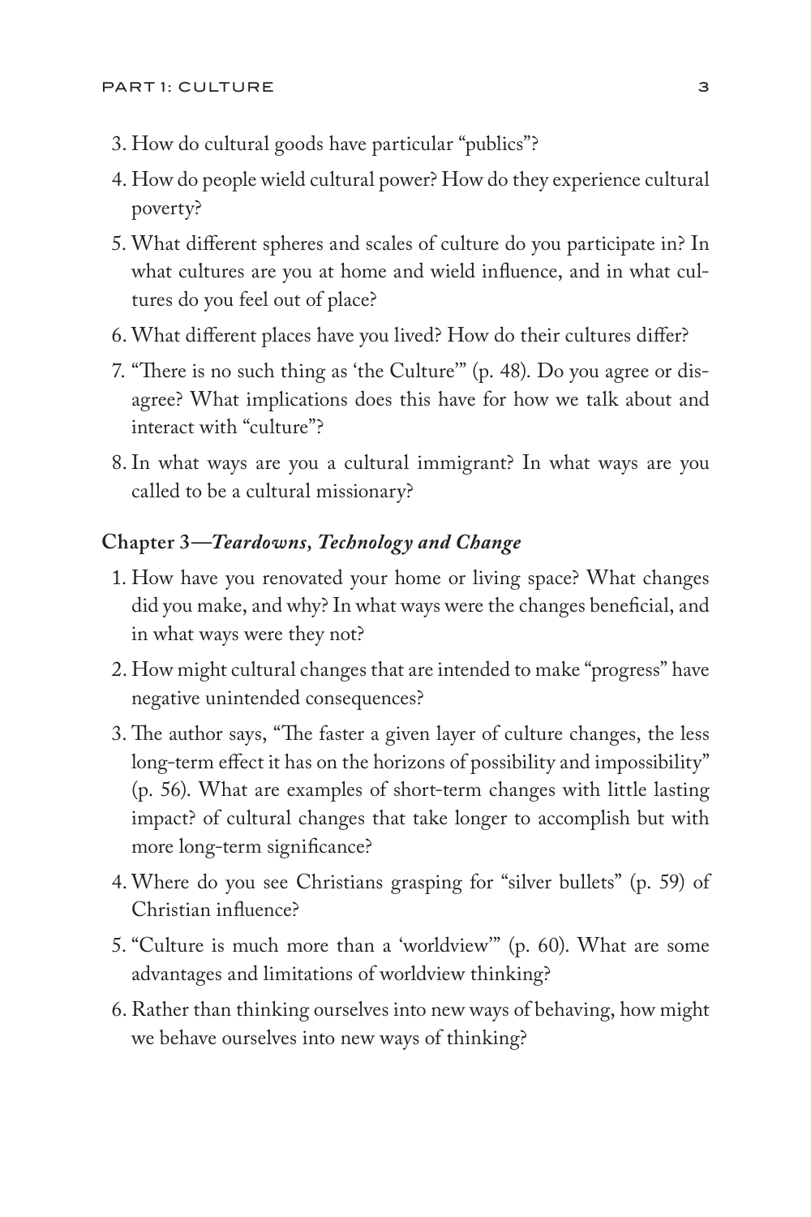3. How do cultural goods have particular “publics”?
4. How do people wield cultural power? How do they experience cultural poverty?
5. What different spheres and scales of culture do you participate in? In what cultures are you at home and wield influence, and in what cultures do you feel out of place?
6. What different places have you lived? How do their cultures differ?
7. “There is no such thing as ‘the Culture’” (p. 48). Do you agree or disagree? What implications does this have for how we talk about and interact with “culture”?
8. In what ways are you a cultural immigrant? In what ways are you called to be a cultural missionary?

## Chapter 3—*Teardowns, Technology and Change*

1. How have you renovated your home or living space? What changes did you make, and why? In what ways were the changes beneficial, and in what ways were they not?
2. How might cultural changes that are intended to make “progress” have negative unintended consequences?
3. The author says, “The faster a given layer of culture changes, the less long-term effect it has on the horizons of possibility and impossibility” (p. 56). What are examples of short-term changes with little lasting impact? of cultural changes that take longer to accomplish but with more long-term significance?
4. Where do you see Christians grasping for “silver bullets” (p. 59) of Christian influence?
5. “Culture is much more than a ‘worldview’” (p. 60). What are some advantages and limitations of worldview thinking?
6. Rather than thinking ourselves into new ways of behaving, how might we behave ourselves into new ways of thinking?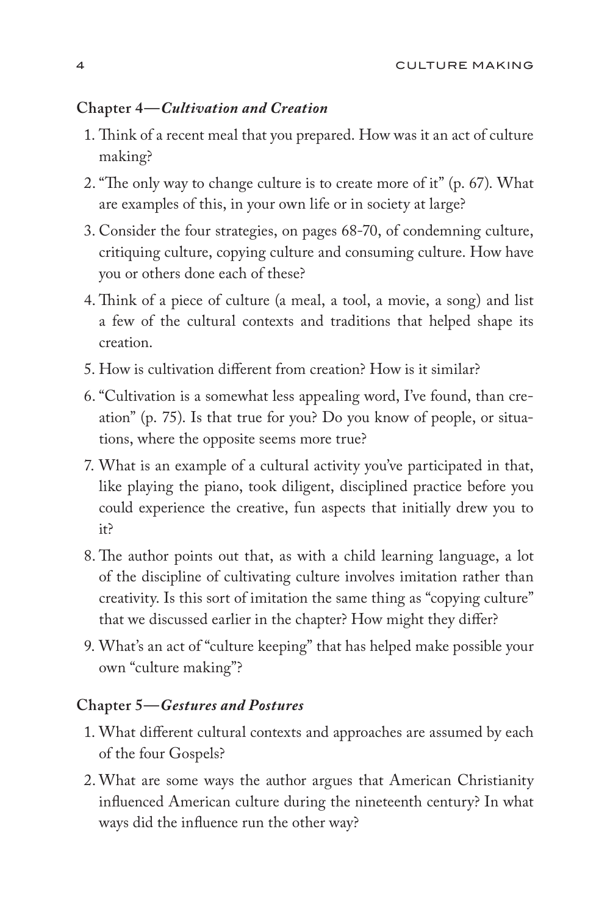**Chapter 4—*Cultivation and Creation***

1. Think of a recent meal that you prepared. How was it an act of culture making?
2. "The only way to change culture is to create more of it" (p. 67). What are examples of this, in your own life or in society at large?
3. Consider the four strategies, on pages 68-70, of condemning culture, critiquing culture, copying culture and consuming culture. How have you or others done each of these?
4. Think of a piece of culture (a meal, a tool, a movie, a song) and list a few of the cultural contexts and traditions that helped shape its creation.
5. How is cultivation different from creation? How is it similar?
6. "Cultivation is a somewhat less appealing word, I've found, than creation" (p. 75). Is that true for you? Do you know of people, or situations, where the opposite seems more true?
7. What is an example of a cultural activity you've participated in that, like playing the piano, took diligent, disciplined practice before you could experience the creative, fun aspects that initially drew you to it?
8. The author points out that, as with a child learning language, a lot of the discipline of cultivating culture involves imitation rather than creativity. Is this sort of imitation the same thing as "copying culture" that we discussed earlier in the chapter? How might they differ?
9. What's an act of "culture keeping" that has helped make possible your own "culture making"?

**Chapter 5—*Gestures and Postures***

1. What different cultural contexts and approaches are assumed by each of the four Gospels?
2. What are some ways the author argues that American Christianity influenced American culture during the nineteenth century? In what ways did the influence run the other way?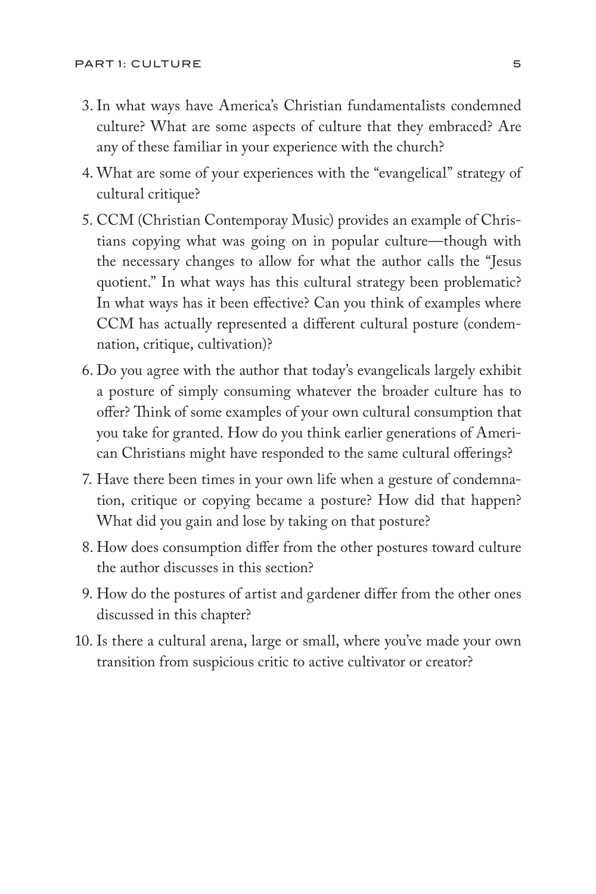3. In what ways have America's Christian fundamentalists condemned culture? What are some aspects of culture that they embraced? Are any of these familiar in your experience with the church?
4. What are some of your experiences with the "evangelical" strategy of cultural critique?
5. CCM (Christian Contemporay Music) provides an example of Christians copying what was going on in popular culture—though with the necessary changes to allow for what the author calls the "Jesus quotient." In what ways has this cultural strategy been problematic? In what ways has it been effective? Can you think of examples where CCM has actually represented a different cultural posture (condemnation, critique, cultivation)?
6. Do you agree with the author that today's evangelicals largely exhibit a posture of simply consuming whatever the broader culture has to offer? Think of some examples of your own cultural consumption that you take for granted. How do you think earlier generations of American Christians might have responded to the same cultural offerings?
7. Have there been times in your own life when a gesture of condemnation, critique or copying became a posture? How did that happen? What did you gain and lose by taking on that posture?
8. How does consumption differ from the other postures toward culture the author discusses in this section?
9. How do the postures of artist and gardener differ from the other ones discussed in this chapter?
10. Is there a cultural arena, large or small, where you've made your own transition from suspicious critic to active cultivator or creator?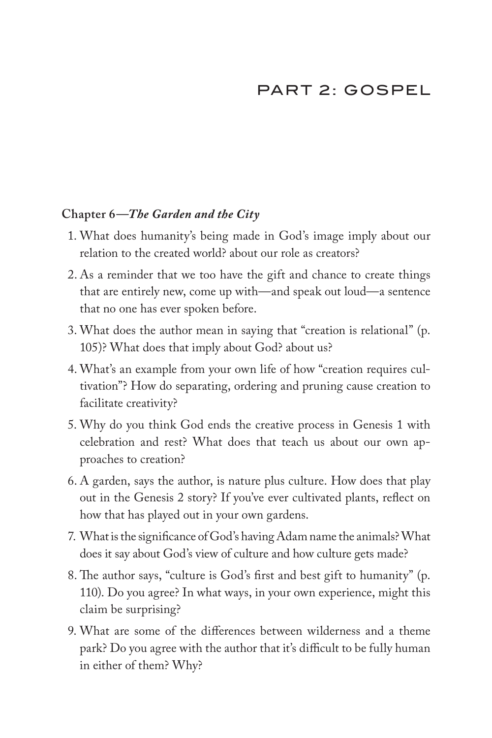# PART 2: GOSPEL

**Chapter 6—*The Garden and the City***

1. What does humanity's being made in God's image imply about our relation to the created world? about our role as creators?
2. As a reminder that we too have the gift and chance to create things that are entirely new, come up with—and speak out loud—a sentence that no one has ever spoken before.
3. What does the author mean in saying that "creation is relational" (p. 105)? What does that imply about God? about us?
4. What's an example from your own life of how "creation requires cultivation"? How do separating, ordering and pruning cause creation to facilitate creativity?
5. Why do you think God ends the creative process in Genesis 1 with celebration and rest? What does that teach us about our own approaches to creation?
6. A garden, says the author, is nature plus culture. How does that play out in the Genesis 2 story? If you've ever cultivated plants, reflect on how that has played out in your own gardens.
7. What is the significance of God's having Adam name the animals? What does it say about God's view of culture and how culture gets made?
8. The author says, "culture is God's first and best gift to humanity" (p. 110). Do you agree? In what ways, in your own experience, might this claim be surprising?
9. What are some of the differences between wilderness and a theme park? Do you agree with the author that it's difficult to be fully human in either of them? Why?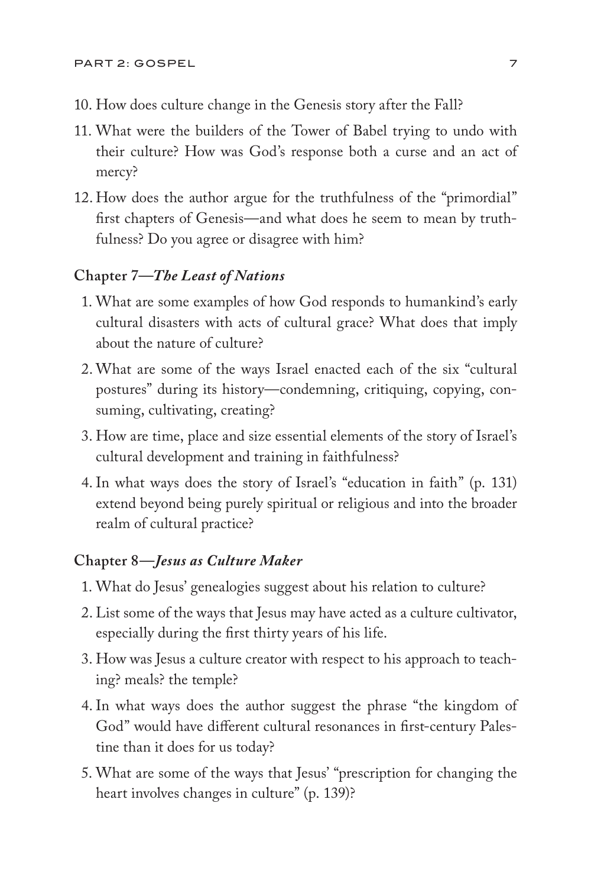10. How does culture change in the Genesis story after the Fall?
11. What were the builders of the Tower of Babel trying to undo with their culture? How was God's response both a curse and an act of mercy?
12. How does the author argue for the truthfulness of the "primordial" first chapters of Genesis—and what does he seem to mean by truthfulness? Do you agree or disagree with him?

### Chapter 7—*The Least of Nations*

1. What are some examples of how God responds to humankind's early cultural disasters with acts of cultural grace? What does that imply about the nature of culture?
2. What are some of the ways Israel enacted each of the six "cultural postures" during its history—condemning, critiquing, copying, consuming, cultivating, creating?
3. How are time, place and size essential elements of the story of Israel's cultural development and training in faithfulness?
4. In what ways does the story of Israel's "education in faith" (p. 131) extend beyond being purely spiritual or religious and into the broader realm of cultural practice?

### Chapter 8—*Jesus as Culture Maker*

1. What do Jesus' genealogies suggest about his relation to culture?
2. List some of the ways that Jesus may have acted as a culture cultivator, especially during the first thirty years of his life.
3. How was Jesus a culture creator with respect to his approach to teaching? meals? the temple?
4. In what ways does the author suggest the phrase "the kingdom of God" would have different cultural resonances in first-century Palestine than it does for us today?
5. What are some of the ways that Jesus' "prescription for changing the heart involves changes in culture" (p. 139)?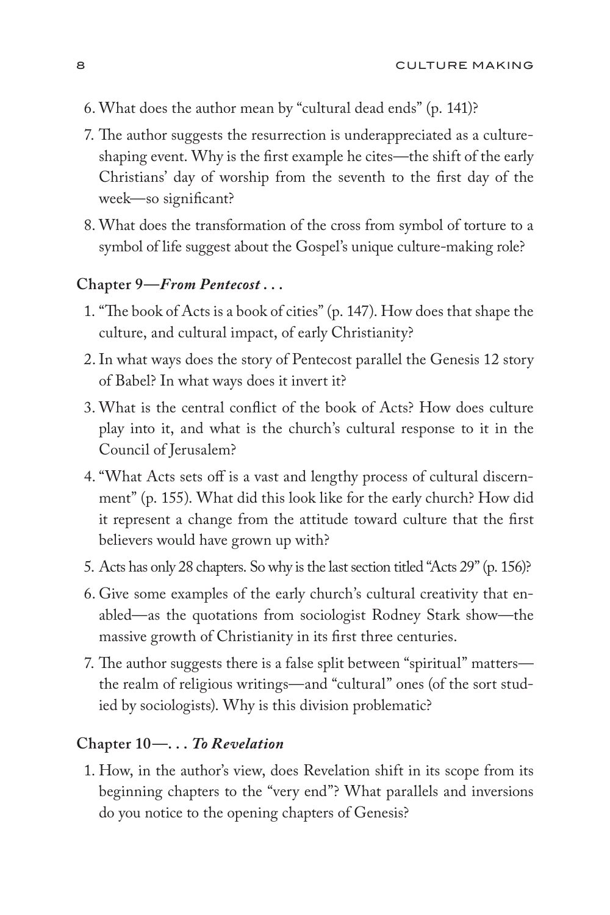6. What does the author mean by "cultural dead ends" (p. 141)?
7. The author suggests the resurrection is underappreciated as a culture-shaping event. Why is the first example he cites—the shift of the early Christians' day of worship from the seventh to the first day of the week—so significant?
8. What does the transformation of the cross from symbol of torture to a symbol of life suggest about the Gospel's unique culture-making role?

**Chapter 9—*From Pentecost . . .***

1. "The book of Acts is a book of cities" (p. 147). How does that shape the culture, and cultural impact, of early Christianity?
2. In what ways does the story of Pentecost parallel the Genesis 12 story of Babel? In what ways does it invert it?
3. What is the central conflict of the book of Acts? How does culture play into it, and what is the church's cultural response to it in the Council of Jerusalem?
4. "What Acts sets off is a vast and lengthy process of cultural discernment" (p. 155). What did this look like for the early church? How did it represent a change from the attitude toward culture that the first believers would have grown up with?
5. Acts has only 28 chapters. So why is the last section titled "Acts 29" (p. 156)?
6. Give some examples of the early church's cultural creativity that enabled—as the quotations from sociologist Rodney Stark show—the massive growth of Christianity in its first three centuries.
7. The author suggests there is a false split between "spiritual" matters—the realm of religious writings—and "cultural" ones (of the sort studied by sociologists). Why is this division problematic?

**Chapter 10—. . . *To Revelation***

1. How, in the author's view, does Revelation shift in its scope from its beginning chapters to the "very end"? What parallels and inversions do you notice to the opening chapters of Genesis?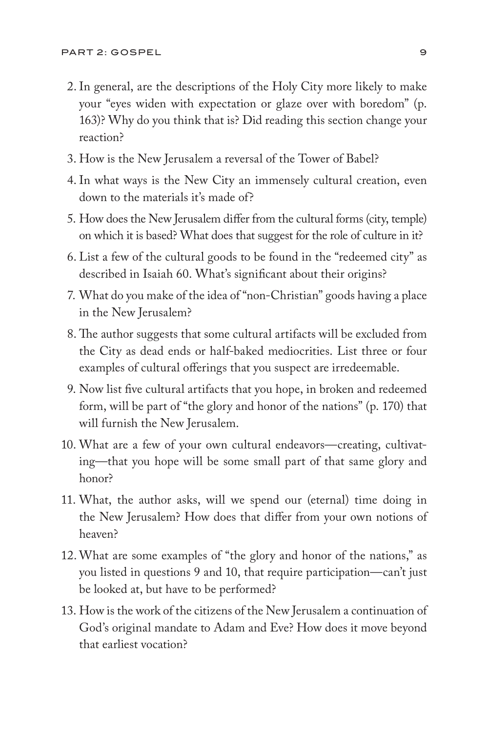2. In general, are the descriptions of the Holy City more likely to make your "eyes widen with expectation or glaze over with boredom" (p. 163)? Why do you think that is? Did reading this section change your reaction?
3. How is the New Jerusalem a reversal of the Tower of Babel?
4. In what ways is the New City an immensely cultural creation, even down to the materials it's made of?
5. How does the New Jerusalem differ from the cultural forms (city, temple) on which it is based? What does that suggest for the role of culture in it?
6. List a few of the cultural goods to be found in the "redeemed city" as described in Isaiah 60. What's significant about their origins?
7. What do you make of the idea of "non-Christian" goods having a place in the New Jerusalem?
8. The author suggests that some cultural artifacts will be excluded from the City as dead ends or half-baked mediocrities. List three or four examples of cultural offerings that you suspect are irredeemable.
9. Now list five cultural artifacts that you hope, in broken and redeemed form, will be part of "the glory and honor of the nations" (p. 170) that will furnish the New Jerusalem.
10. What are a few of your own cultural endeavors—creating, cultivating—that you hope will be some small part of that same glory and honor?
11. What, the author asks, will we spend our (eternal) time doing in the New Jerusalem? How does that differ from your own notions of heaven?
12. What are some examples of "the glory and honor of the nations," as you listed in questions 9 and 10, that require participation—can't just be looked at, but have to be performed?
13. How is the work of the citizens of the New Jerusalem a continuation of God's original mandate to Adam and Eve? How does it move beyond that earliest vocation?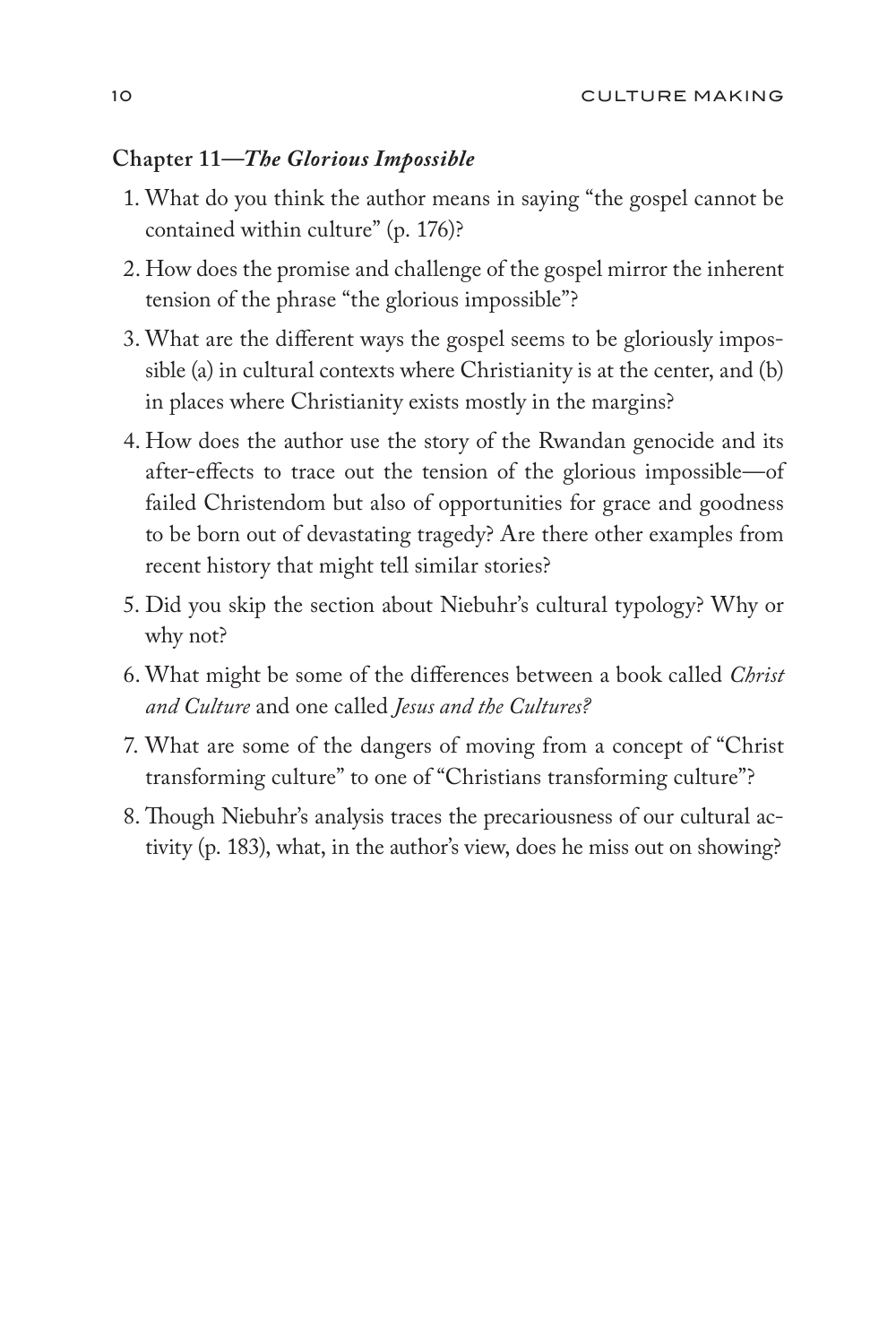### Chapter 11—*The Glorious Impossible*

1. What do you think the author means in saying "the gospel cannot be contained within culture" (p. 176)?
2. How does the promise and challenge of the gospel mirror the inherent tension of the phrase "the glorious impossible"?
3. What are the different ways the gospel seems to be gloriously impossible (a) in cultural contexts where Christianity is at the center, and (b) in places where Christianity exists mostly in the margins?
4. How does the author use the story of the Rwandan genocide and its after-effects to trace out the tension of the glorious impossible—of failed Christendom but also of opportunities for grace and goodness to be born out of devastating tragedy? Are there other examples from recent history that might tell similar stories?
5. Did you skip the section about Niebuhr's cultural typology? Why or why not?
6. What might be some of the differences between a book called *Christ and Culture* and one called *Jesus and the Cultures?*
7. What are some of the dangers of moving from a concept of "Christ transforming culture" to one of "Christians transforming culture"?
8. Though Niebuhr's analysis traces the precariousness of our cultural activity (p. 183), what, in the author's view, does he miss out on showing?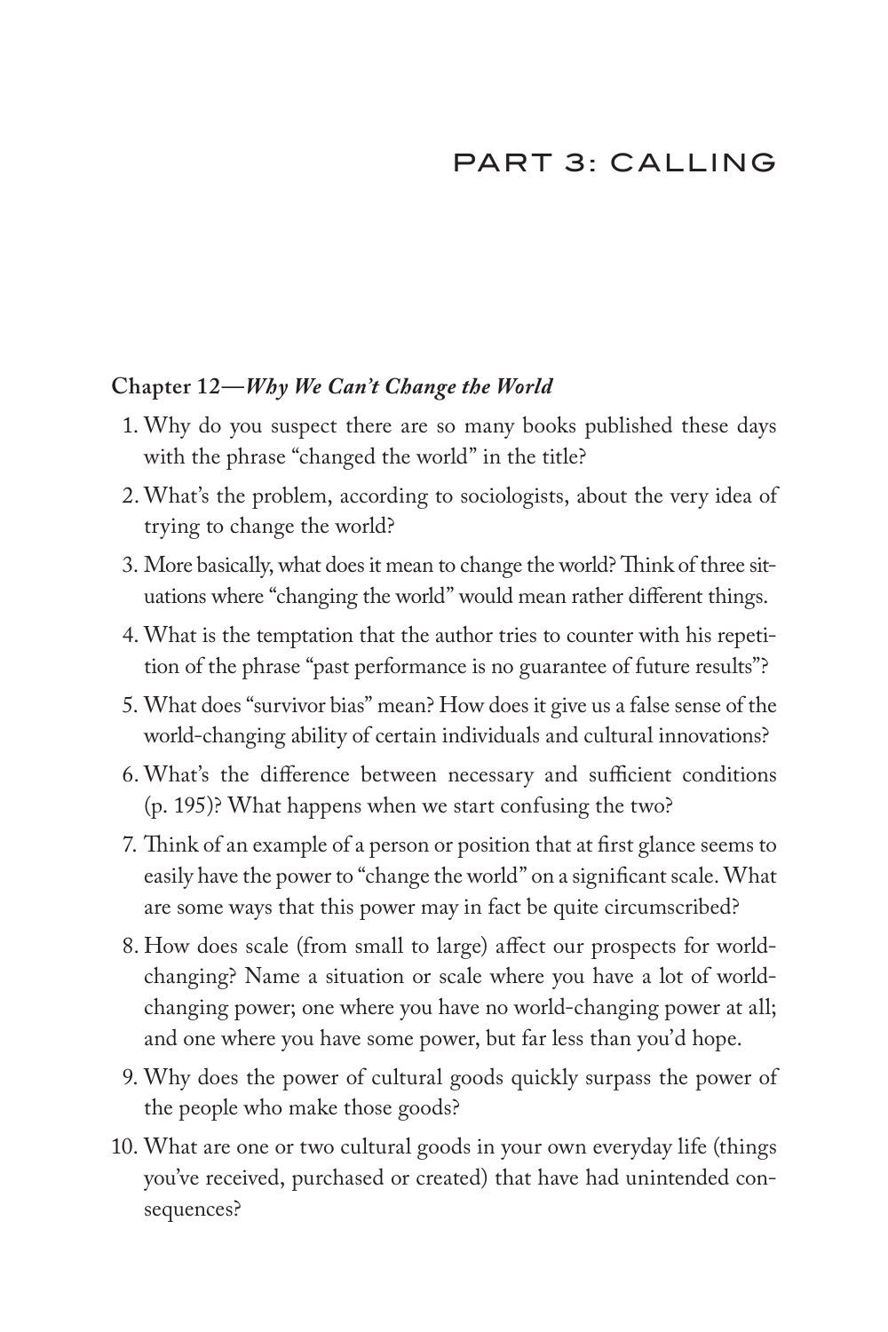# PART 3: CALLING

**Chapter 12—*Why We Can't Change the World***

1. Why do you suspect there are so many books published these days with the phrase "changed the world" in the title?
2. What's the problem, according to sociologists, about the very idea of trying to change the world?
3. More basically, what does it mean to change the world? Think of three situations where "changing the world" would mean rather different things.
4. What is the temptation that the author tries to counter with his repetition of the phrase "past performance is no guarantee of future results"?
5. What does "survivor bias" mean? How does it give us a false sense of the world-changing ability of certain individuals and cultural innovations?
6. What's the difference between necessary and sufficient conditions (p. 195)? What happens when we start confusing the two?
7. Think of an example of a person or position that at first glance seems to easily have the power to "change the world" on a significant scale. What are some ways that this power may in fact be quite circumscribed?
8. How does scale (from small to large) affect our prospects for world-changing? Name a situation or scale where you have a lot of world-changing power; one where you have no world-changing power at all; and one where you have some power, but far less than you'd hope.
9. Why does the power of cultural goods quickly surpass the power of the people who make those goods?
10. What are one or two cultural goods in your own everyday life (things you've received, purchased or created) that have had unintended consequences?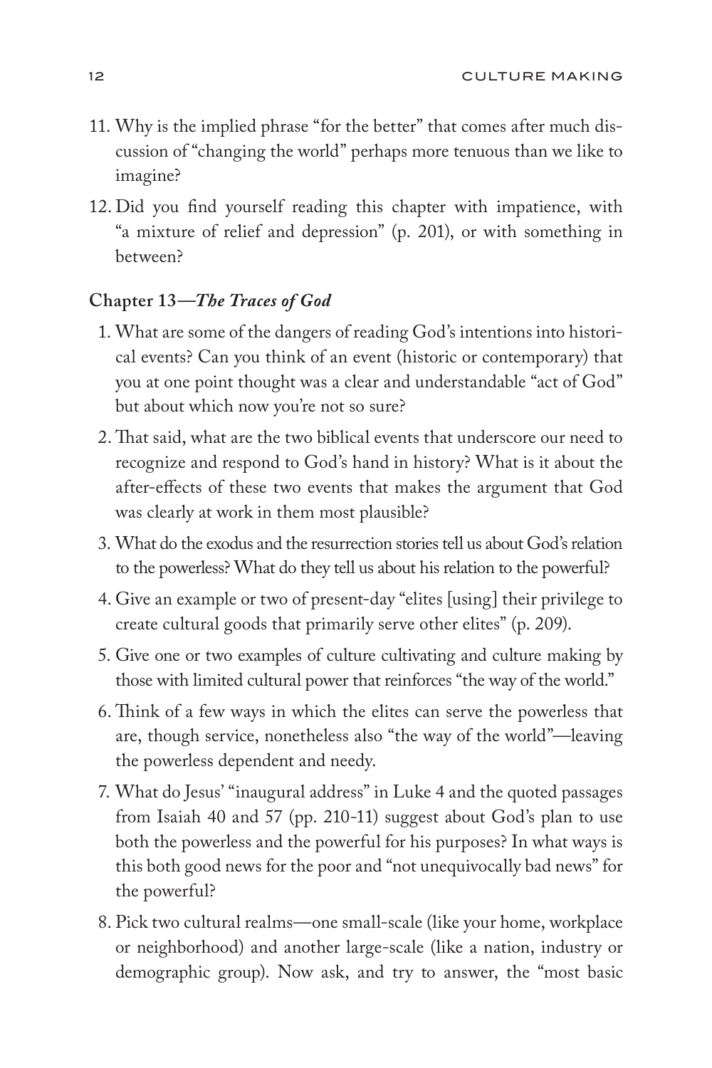11. Why is the implied phrase "for the better" that comes after much discussion of "changing the world" perhaps more tenuous than we like to imagine?

12. Did you find yourself reading this chapter with impatience, with "a mixture of relief and depression" (p. 201), or with something in between?

**Chapter 13—*The Traces of God***

1. What are some of the dangers of reading God's intentions into historical events? Can you think of an event (historic or contemporary) that you at one point thought was a clear and understandable "act of God" but about which now you're not so sure?

2. That said, what are the two biblical events that underscore our need to recognize and respond to God's hand in history? What is it about the after-effects of these two events that makes the argument that God was clearly at work in them most plausible?

3. What do the exodus and the resurrection stories tell us about God's relation to the powerless? What do they tell us about his relation to the powerful?

4. Give an example or two of present-day "elites [using] their privilege to create cultural goods that primarily serve other elites" (p. 209).

5. Give one or two examples of culture cultivating and culture making by those with limited cultural power that reinforces "the way of the world."

6. Think of a few ways in which the elites can serve the powerless that are, though service, nonetheless also "the way of the world"—leaving the powerless dependent and needy.

7. What do Jesus' "inaugural address" in Luke 4 and the quoted passages from Isaiah 40 and 57 (pp. 210-11) suggest about God's plan to use both the powerless and the powerful for his purposes? In what ways is this both good news for the poor and "not unequivocally bad news" for the powerful?

8. Pick two cultural realms—one small-scale (like your home, workplace or neighborhood) and another large-scale (like a nation, industry or demographic group). Now ask, and try to answer, the "most basic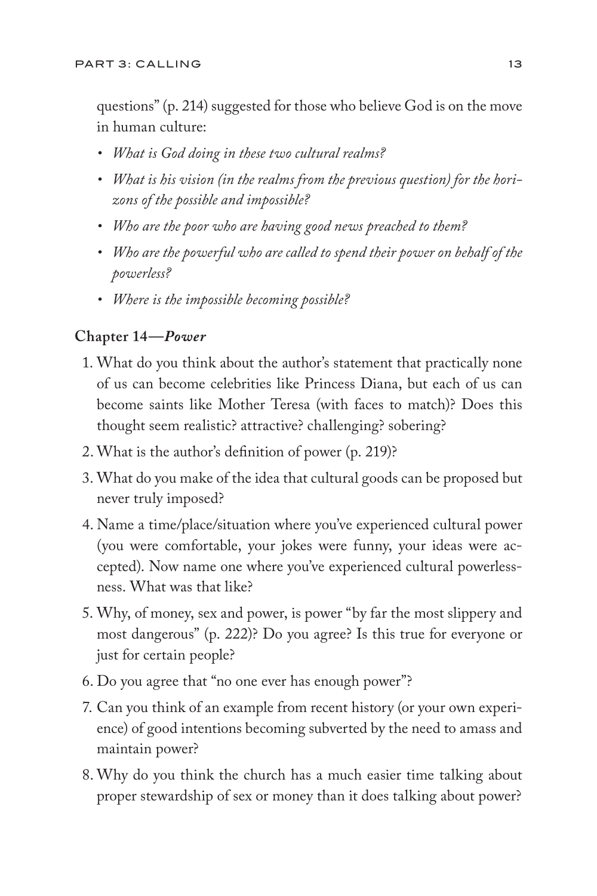questions" (p. 214) suggested for those who believe God is on the move in human culture:

- *What is God doing in these two cultural realms?*
- *What is his vision (in the realms from the previous question) for the horizons of the possible and impossible?*
- *Who are the poor who are having good news preached to them?*
- *Who are the powerful who are called to spend their power on behalf of the powerless?*
- *Where is the impossible becoming possible?*

**Chapter 14—*Power***

1. What do you think about the author's statement that practically none of us can become celebrities like Princess Diana, but each of us can become saints like Mother Teresa (with faces to match)? Does this thought seem realistic? attractive? challenging? sobering?
2. What is the author's definition of power (p. 219)?
3. What do you make of the idea that cultural goods can be proposed but never truly imposed?
4. Name a time/place/situation where you've experienced cultural power (you were comfortable, your jokes were funny, your ideas were accepted). Now name one where you've experienced cultural powerlessness. What was that like?
5. Why, of money, sex and power, is power "by far the most slippery and most dangerous" (p. 222)? Do you agree? Is this true for everyone or just for certain people?
6. Do you agree that "no one ever has enough power"?
7. Can you think of an example from recent history (or your own experience) of good intentions becoming subverted by the need to amass and maintain power?
8. Why do you think the church has a much easier time talking about proper stewardship of sex or money than it does talking about power?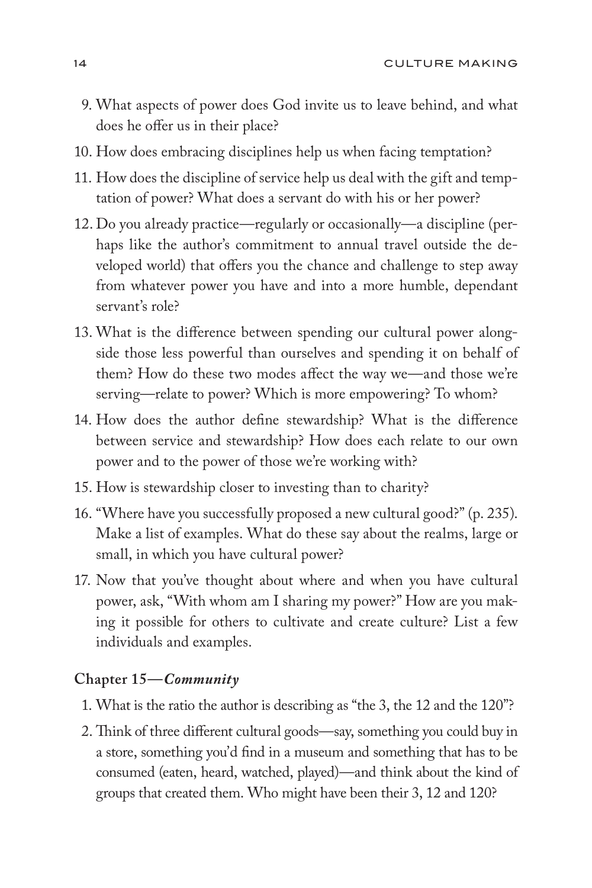9. What aspects of power does God invite us to leave behind, and what does he offer us in their place?
10. How does embracing disciplines help us when facing temptation?
11. How does the discipline of service help us deal with the gift and temptation of power? What does a servant do with his or her power?
12. Do you already practice—regularly or occasionally—a discipline (perhaps like the author's commitment to annual travel outside the developed world) that offers you the chance and challenge to step away from whatever power you have and into a more humble, dependant servant's role?
13. What is the difference between spending our cultural power alongside those less powerful than ourselves and spending it on behalf of them? How do these two modes affect the way we—and those we're serving—relate to power? Which is more empowering? To whom?
14. How does the author define stewardship? What is the difference between service and stewardship? How does each relate to our own power and to the power of those we're working with?
15. How is stewardship closer to investing than to charity?
16. "Where have you successfully proposed a new cultural good?" (p. 235). Make a list of examples. What do these say about the realms, large or small, in which you have cultural power?
17. Now that you've thought about where and when you have cultural power, ask, "With whom am I sharing my power?" How are you making it possible for others to cultivate and create culture? List a few individuals and examples.

### Chapter 15—*Community*

1. What is the ratio the author is describing as "the 3, the 12 and the 120"?
2. Think of three different cultural goods—say, something you could buy in a store, something you'd find in a museum and something that has to be consumed (eaten, heard, watched, played)—and think about the kind of groups that created them. Who might have been their 3, 12 and 120?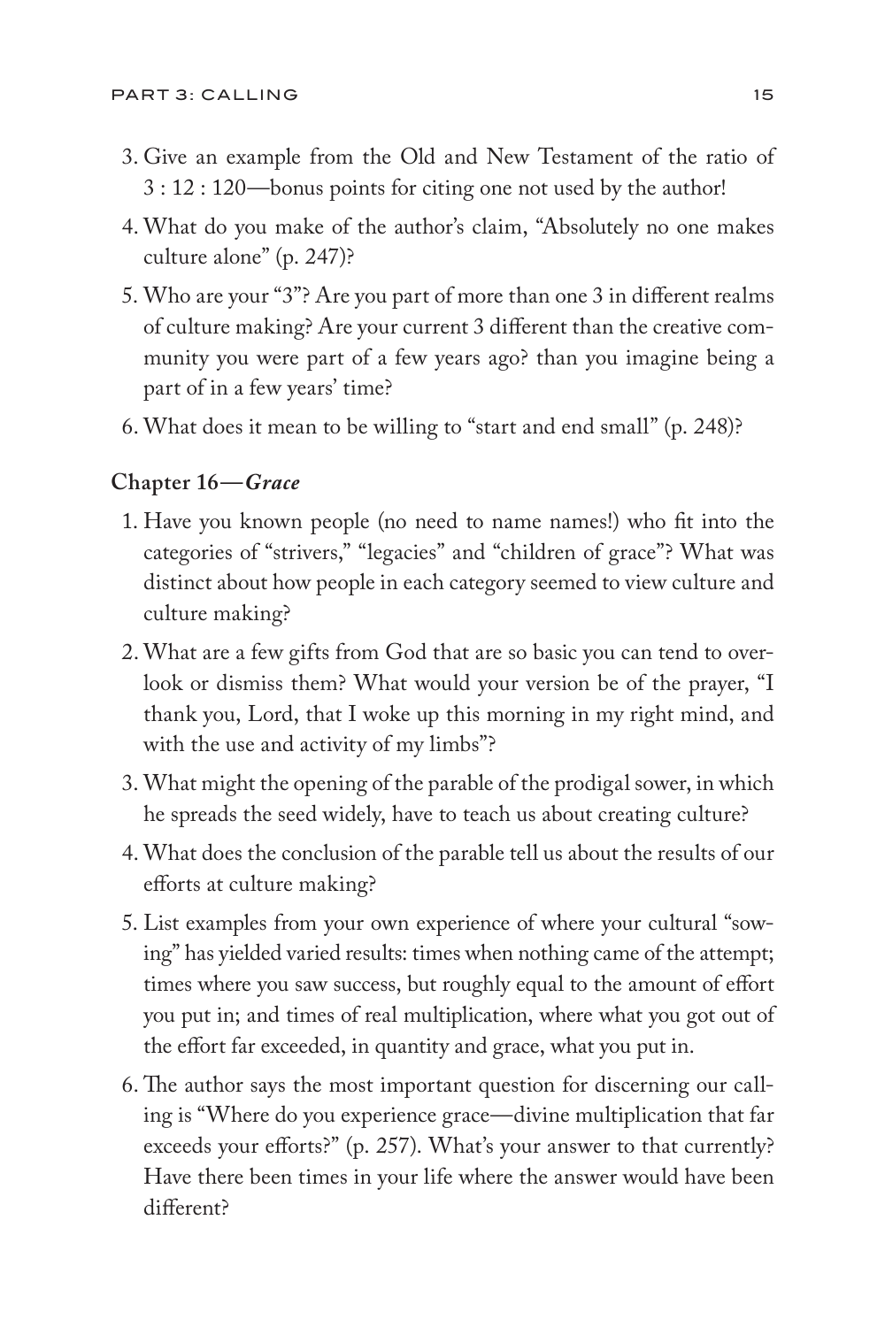3. Give an example from the Old and New Testament of the ratio of 3 : 12 : 120—bonus points for citing one not used by the author!
4. What do you make of the author's claim, "Absolutely no one makes culture alone" (p. 247)?
5. Who are your "3"? Are you part of more than one 3 in different realms of culture making? Are your current 3 different than the creative community you were part of a few years ago? than you imagine being a part of in a few years' time?
6. What does it mean to be willing to "start and end small" (p. 248)?

### Chapter 16—*Grace*

1. Have you known people (no need to name names!) who fit into the categories of "strivers," "legacies" and "children of grace"? What was distinct about how people in each category seemed to view culture and culture making?
2. What are a few gifts from God that are so basic you can tend to overlook or dismiss them? What would your version be of the prayer, "I thank you, Lord, that I woke up this morning in my right mind, and with the use and activity of my limbs"?
3. What might the opening of the parable of the prodigal sower, in which he spreads the seed widely, have to teach us about creating culture?
4. What does the conclusion of the parable tell us about the results of our efforts at culture making?
5. List examples from your own experience of where your cultural "sowing" has yielded varied results: times when nothing came of the attempt; times where you saw success, but roughly equal to the amount of effort you put in; and times of real multiplication, where what you got out of the effort far exceeded, in quantity and grace, what you put in.
6. The author says the most important question for discerning our calling is "Where do you experience grace—divine multiplication that far exceeds your efforts?" (p. 257). What's your answer to that currently? Have there been times in your life where the answer would have been different?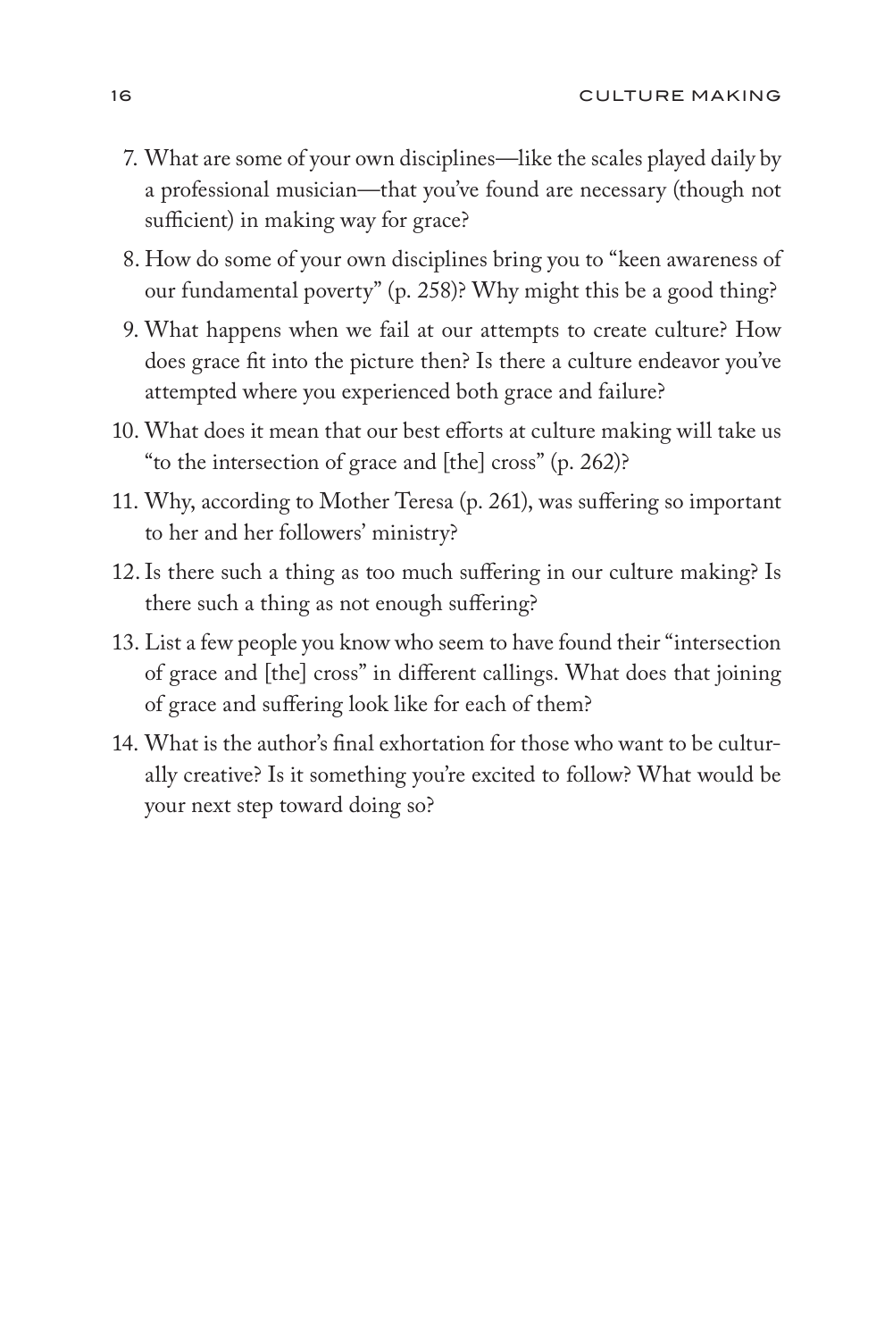7. What are some of your own disciplines—like the scales played daily by a professional musician—that you've found are necessary (though not sufficient) in making way for grace?
8. How do some of your own disciplines bring you to "keen awareness of our fundamental poverty" (p. 258)? Why might this be a good thing?
9. What happens when we fail at our attempts to create culture? How does grace fit into the picture then? Is there a culture endeavor you've attempted where you experienced both grace and failure?
10. What does it mean that our best efforts at culture making will take us "to the intersection of grace and [the] cross" (p. 262)?
11. Why, according to Mother Teresa (p. 261), was suffering so important to her and her followers' ministry?
12. Is there such a thing as too much suffering in our culture making? Is there such a thing as not enough suffering?
13. List a few people you know who seem to have found their "intersection of grace and [the] cross" in different callings. What does that joining of grace and suffering look like for each of them?
14. What is the author's final exhortation for those who want to be culturally creative? Is it something you're excited to follow? What would be your next step toward doing so?